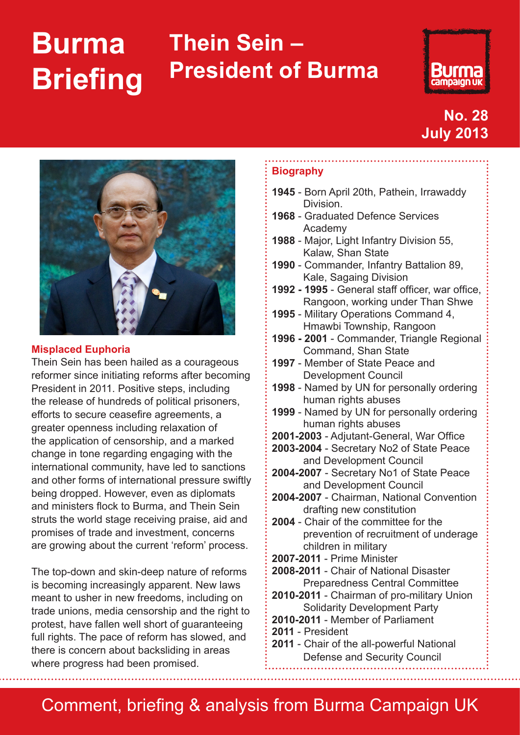# Burma Briefing

# Thein Sein – President of Burma

**No. 28**
**July 2013**

### Misplaced Euphoria

Thein Sein has been hailed as a courageous reformer since initiating reforms after becoming President in 2011. Positive steps, including the release of hundreds of political prisoners, efforts to secure ceasefire agreements, a greater openness including relaxation of the application of censorship, and a marked change in tone regarding engaging with the international community, have led to sanctions and other forms of international pressure swiftly being dropped. However, even as diplomats and ministers flock to Burma, and Thein Sein struts the world stage receiving praise, aid and promises of trade and investment, concerns are growing about the current 'reform' process.

The top-down and skin-deep nature of reforms is becoming increasingly apparent. New laws meant to usher in new freedoms, including on trade unions, media censorship and the right to protest, have fallen well short of guaranteeing full rights. The pace of reform has slowed, and there is concern about backsliding in areas where progress had been promised.

### Biography

- **1945** - Born April 20th, Pathein, Irrawaddy Division.
- **1968** - Graduated Defence Services Academy
- **1988** - Major, Light Infantry Division 55, Kalaw, Shan State
- **1990** - Commander, Infantry Battalion 89, Kale, Sagaing Division
- **1992 - 1995** - General staff officer, war office, Rangoon, working under Than Shwe
- **1995** - Military Operations Command 4, Hmawbi Township, Rangoon
- **1996 - 2001** - Commander, Triangle Regional Command, Shan State
- **1997** - Member of State Peace and Development Council
- **1998** - Named by UN for personally ordering human rights abuses
- **1999** - Named by UN for personally ordering human rights abuses
- **2001-2003** - Adjutant-General, War Office
- **2003-2004** - Secretary No2 of State Peace and Development Council
- **2004-2007** - Secretary No1 of State Peace and Development Council
- **2004-2007** - Chairman, National Convention drafting new constitution
- **2004** - Chair of the committee for the prevention of recruitment of underage children in military
- **2007-2011** - Prime Minister
- **2008-2011** - Chair of National Disaster Preparedness Central Committee
- **2010-2011** - Chairman of pro-military Union Solidarity Development Party
- **2010-2011** - Member of Parliament
- **2011** - President
- **2011** - Chair of the all-powerful National Defense and Security Council

Comment, briefing & analysis from Burma Campaign UK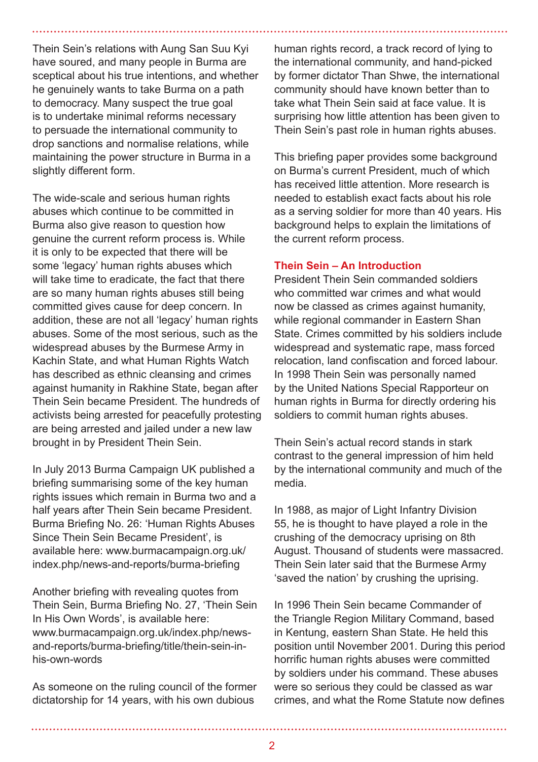Thein Sein's relations with Aung San Suu Kyi have soured, and many people in Burma are sceptical about his true intentions, and whether he genuinely wants to take Burma on a path to democracy. Many suspect the true goal is to undertake minimal reforms necessary to persuade the international community to drop sanctions and normalise relations, while maintaining the power structure in Burma in a slightly different form.

The wide-scale and serious human rights abuses which continue to be committed in Burma also give reason to question how genuine the current reform process is. While it is only to be expected that there will be some 'legacy' human rights abuses which will take time to eradicate, the fact that there are so many human rights abuses still being committed gives cause for deep concern. In addition, these are not all 'legacy' human rights abuses. Some of the most serious, such as the widespread abuses by the Burmese Army in Kachin State, and what Human Rights Watch has described as ethnic cleansing and crimes against humanity in Rakhine State, began after Thein Sein became President. The hundreds of activists being arrested for peacefully protesting are being arrested and jailed under a new law brought in by President Thein Sein.

In July 2013 Burma Campaign UK published a briefing summarising some of the key human rights issues which remain in Burma two and a half years after Thein Sein became President. Burma Briefing No. 26: 'Human Rights Abuses Since Thein Sein Became President', is available here: www.burmacampaign.org.uk/index.php/news-and-reports/burma-briefing

Another briefing with revealing quotes from Thein Sein, Burma Briefing No. 27, 'Thein Sein In His Own Words', is available here: www.burmacampaign.org.uk/index.php/news-and-reports/burma-briefing/title/thein-sein-in-his-own-words

As someone on the ruling council of the former dictatorship for 14 years, with his own dubious human rights record, a track record of lying to the international community, and hand-picked by former dictator Than Shwe, the international community should have known better than to take what Thein Sein said at face value. It is surprising how little attention has been given to Thein Sein's past role in human rights abuses.

This briefing paper provides some background on Burma's current President, much of which has received little attention. More research is needed to establish exact facts about his role as a serving soldier for more than 40 years. His background helps to explain the limitations of the current reform process.

## Thein Sein – An Introduction

President Thein Sein commanded soldiers who committed war crimes and what would now be classed as crimes against humanity, while regional commander in Eastern Shan State. Crimes committed by his soldiers include widespread and systematic rape, mass forced relocation, land confiscation and forced labour. In 1998 Thein Sein was personally named by the United Nations Special Rapporteur on human rights in Burma for directly ordering his soldiers to commit human rights abuses.

Thein Sein's actual record stands in stark contrast to the general impression of him held by the international community and much of the media.

In 1988, as major of Light Infantry Division 55, he is thought to have played a role in the crushing of the democracy uprising on 8th August. Thousand of students were massacred. Thein Sein later said that the Burmese Army 'saved the nation' by crushing the uprising.

In 1996 Thein Sein became Commander of the Triangle Region Military Command, based in Kentung, eastern Shan State. He held this position until November 2001. During this period horrific human rights abuses were committed by soldiers under his command. These abuses were so serious they could be classed as war crimes, and what the Rome Statute now defines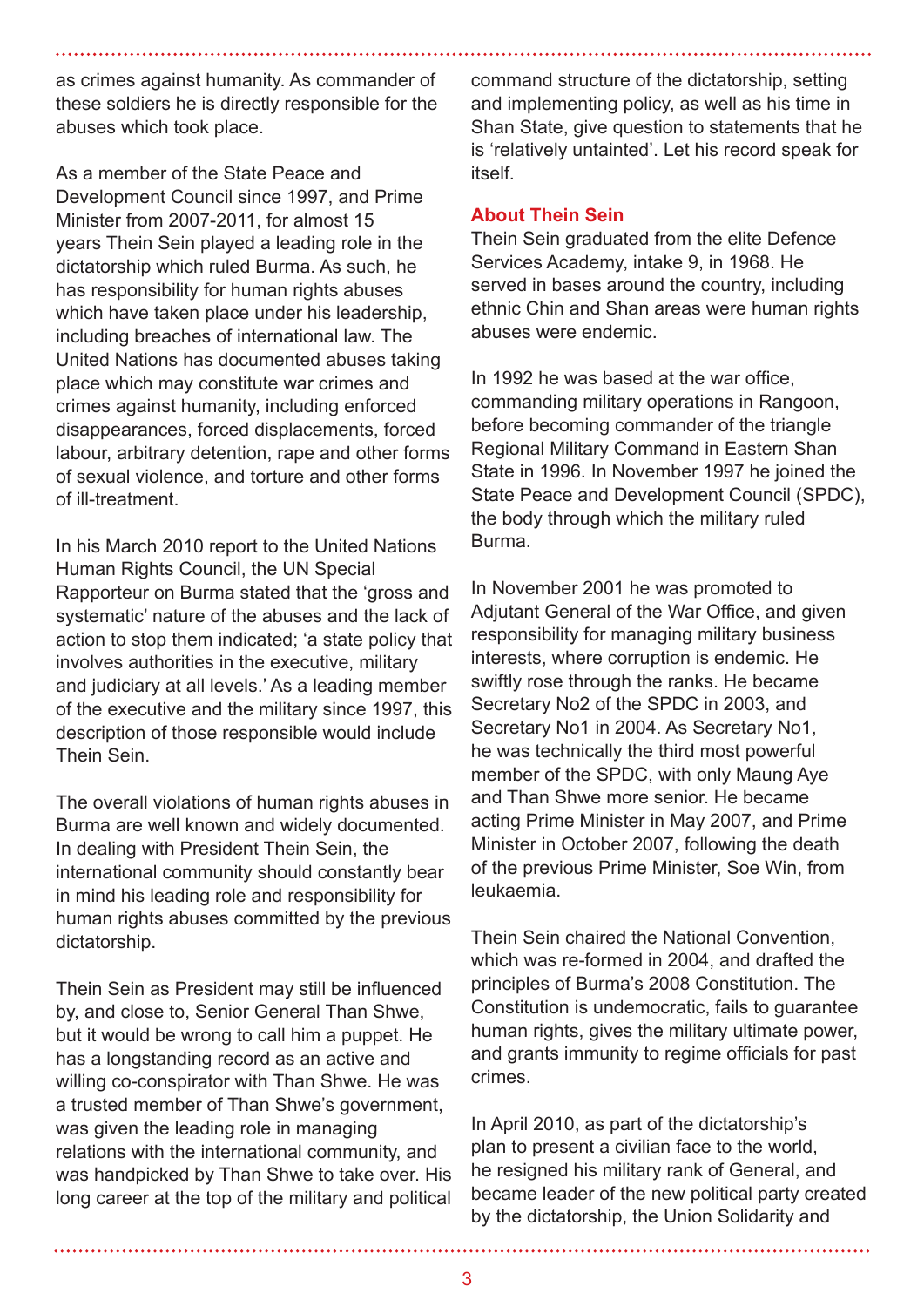as crimes against humanity. As commander of these soldiers he is directly responsible for the abuses which took place.

As a member of the State Peace and Development Council since 1997, and Prime Minister from 2007-2011, for almost 15 years Thein Sein played a leading role in the dictatorship which ruled Burma. As such, he has responsibility for human rights abuses which have taken place under his leadership, including breaches of international law. The United Nations has documented abuses taking place which may constitute war crimes and crimes against humanity, including enforced disappearances, forced displacements, forced labour, arbitrary detention, rape and other forms of sexual violence, and torture and other forms of ill-treatment.

In his March 2010 report to the United Nations Human Rights Council, the UN Special Rapporteur on Burma stated that the 'gross and systematic' nature of the abuses and the lack of action to stop them indicated; 'a state policy that involves authorities in the executive, military and judiciary at all levels.' As a leading member of the executive and the military since 1997, this description of those responsible would include Thein Sein.

The overall violations of human rights abuses in Burma are well known and widely documented. In dealing with President Thein Sein, the international community should constantly bear in mind his leading role and responsibility for human rights abuses committed by the previous dictatorship.

Thein Sein as President may still be influenced by, and close to, Senior General Than Shwe, but it would be wrong to call him a puppet. He has a longstanding record as an active and willing co-conspirator with Than Shwe. He was a trusted member of Than Shwe's government, was given the leading role in managing relations with the international community, and was handpicked by Than Shwe to take over. His long career at the top of the military and political command structure of the dictatorship, setting and implementing policy, as well as his time in Shan State, give question to statements that he is 'relatively untainted'. Let his record speak for itself.

## About Thein Sein

Thein Sein graduated from the elite Defence Services Academy, intake 9, in 1968. He served in bases around the country, including ethnic Chin and Shan areas were human rights abuses were endemic.

In 1992 he was based at the war office, commanding military operations in Rangoon, before becoming commander of the triangle Regional Military Command in Eastern Shan State in 1996. In November 1997 he joined the State Peace and Development Council (SPDC), the body through which the military ruled Burma.

In November 2001 he was promoted to Adjutant General of the War Office, and given responsibility for managing military business interests, where corruption is endemic. He swiftly rose through the ranks. He became Secretary No2 of the SPDC in 2003, and Secretary No1 in 2004. As Secretary No1, he was technically the third most powerful member of the SPDC, with only Maung Aye and Than Shwe more senior. He became acting Prime Minister in May 2007, and Prime Minister in October 2007, following the death of the previous Prime Minister, Soe Win, from leukaemia.

Thein Sein chaired the National Convention, which was re-formed in 2004, and drafted the principles of Burma's 2008 Constitution. The Constitution is undemocratic, fails to guarantee human rights, gives the military ultimate power, and grants immunity to regime officials for past crimes.

In April 2010, as part of the dictatorship's plan to present a civilian face to the world, he resigned his military rank of General, and became leader of the new political party created by the dictatorship, the Union Solidarity and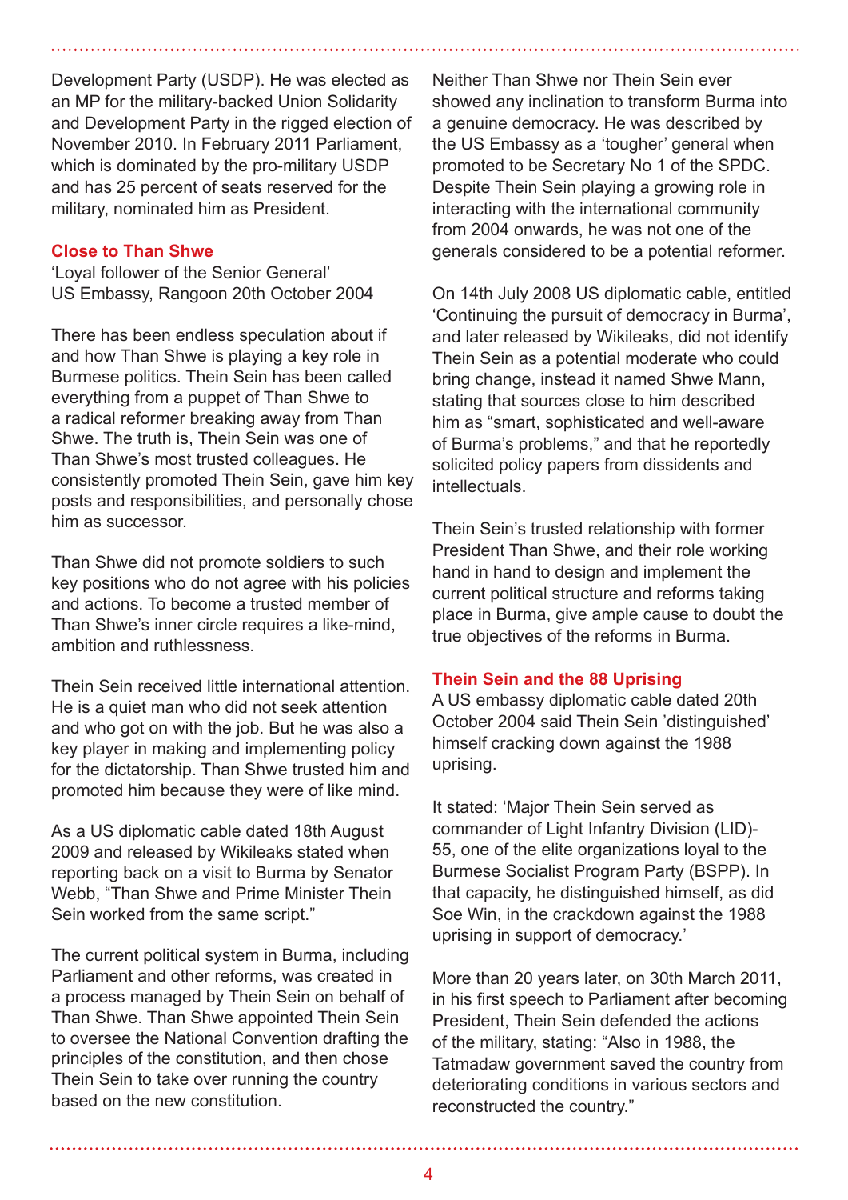Development Party (USDP). He was elected as an MP for the military-backed Union Solidarity and Development Party in the rigged election of November 2010. In February 2011 Parliament, which is dominated by the pro-military USDP and has 25 percent of seats reserved for the military, nominated him as President.

### Close to Than Shwe

'Loyal follower of the Senior General'
US Embassy, Rangoon 20th October 2004

There has been endless speculation about if and how Than Shwe is playing a key role in Burmese politics. Thein Sein has been called everything from a puppet of Than Shwe to a radical reformer breaking away from Than Shwe. The truth is, Thein Sein was one of Than Shwe's most trusted colleagues. He consistently promoted Thein Sein, gave him key posts and responsibilities, and personally chose him as successor.

Than Shwe did not promote soldiers to such key positions who do not agree with his policies and actions. To become a trusted member of Than Shwe's inner circle requires a like-mind, ambition and ruthlessness.

Thein Sein received little international attention. He is a quiet man who did not seek attention and who got on with the job. But he was also a key player in making and implementing policy for the dictatorship. Than Shwe trusted him and promoted him because they were of like mind.

As a US diplomatic cable dated 18th August 2009 and released by Wikileaks stated when reporting back on a visit to Burma by Senator Webb, "Than Shwe and Prime Minister Thein Sein worked from the same script."

The current political system in Burma, including Parliament and other reforms, was created in a process managed by Thein Sein on behalf of Than Shwe. Than Shwe appointed Thein Sein to oversee the National Convention drafting the principles of the constitution, and then chose Thein Sein to take over running the country based on the new constitution.

Neither Than Shwe nor Thein Sein ever showed any inclination to transform Burma into a genuine democracy. He was described by the US Embassy as a 'tougher' general when promoted to be Secretary No 1 of the SPDC. Despite Thein Sein playing a growing role in interacting with the international community from 2004 onwards, he was not one of the generals considered to be a potential reformer.

On 14th July 2008 US diplomatic cable, entitled 'Continuing the pursuit of democracy in Burma', and later released by Wikileaks, did not identify Thein Sein as a potential moderate who could bring change, instead it named Shwe Mann, stating that sources close to him described him as "smart, sophisticated and well-aware of Burma's problems," and that he reportedly solicited policy papers from dissidents and intellectuals.

Thein Sein's trusted relationship with former President Than Shwe, and their role working hand in hand to design and implement the current political structure and reforms taking place in Burma, give ample cause to doubt the true objectives of the reforms in Burma.

### Thein Sein and the 88 Uprising

A US embassy diplomatic cable dated 20th October 2004 said Thein Sein 'distinguished' himself cracking down against the 1988 uprising.

It stated: 'Major Thein Sein served as commander of Light Infantry Division (LID)-55, one of the elite organizations loyal to the Burmese Socialist Program Party (BSPP). In that capacity, he distinguished himself, as did Soe Win, in the crackdown against the 1988 uprising in support of democracy.'

More than 20 years later, on 30th March 2011, in his first speech to Parliament after becoming President, Thein Sein defended the actions of the military, stating: "Also in 1988, the Tatmadaw government saved the country from deteriorating conditions in various sectors and reconstructed the country."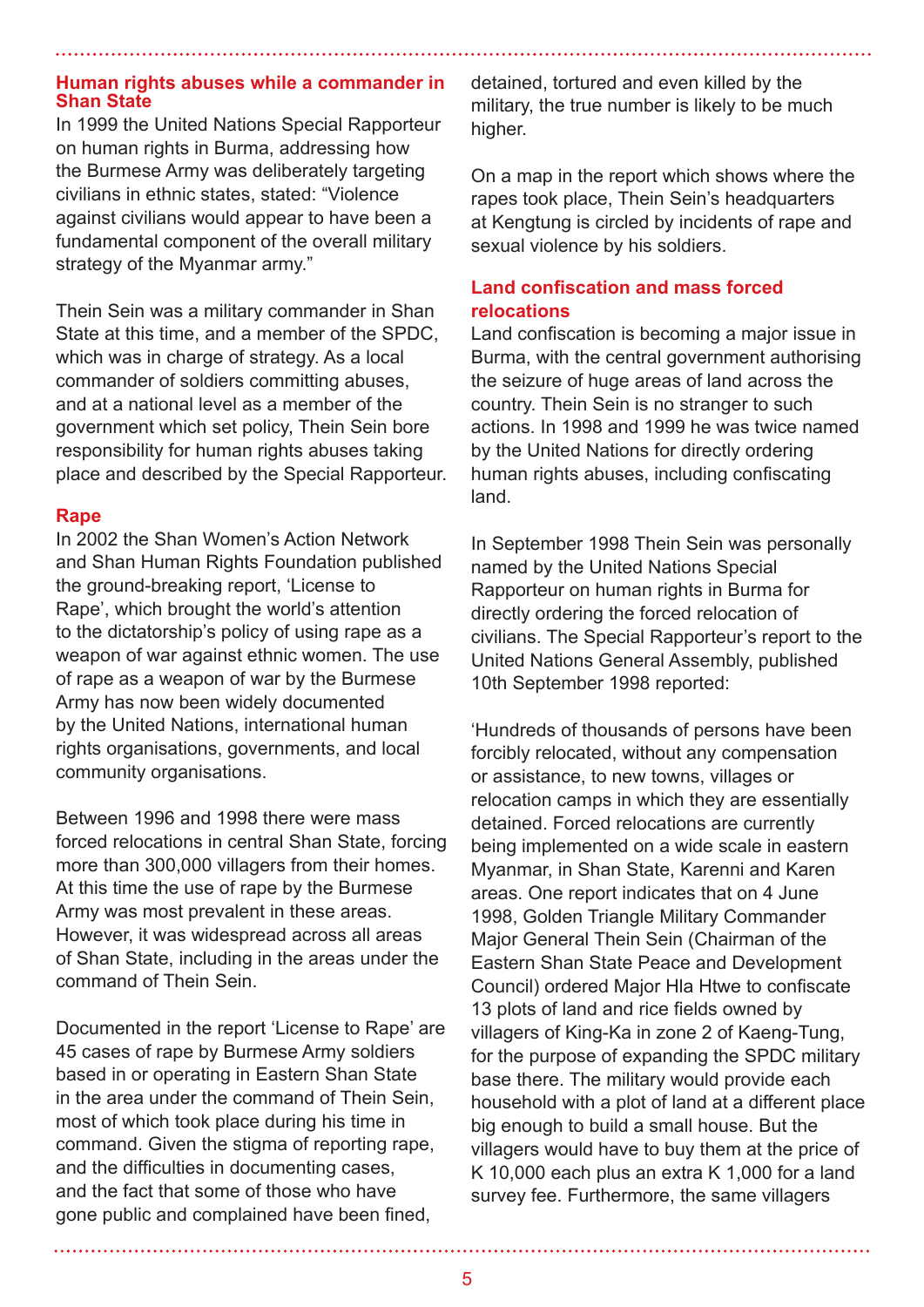### Human rights abuses while a commander in Shan State

In 1999 the United Nations Special Rapporteur on human rights in Burma, addressing how the Burmese Army was deliberately targeting civilians in ethnic states, stated: "Violence against civilians would appear to have been a fundamental component of the overall military strategy of the Myanmar army."

Thein Sein was a military commander in Shan State at this time, and a member of the SPDC, which was in charge of strategy. As a local commander of soldiers committing abuses, and at a national level as a member of the government which set policy, Thein Sein bore responsibility for human rights abuses taking place and described by the Special Rapporteur.

### Rape

In 2002 the Shan Women's Action Network and Shan Human Rights Foundation published the ground-breaking report, 'License to Rape', which brought the world's attention to the dictatorship's policy of using rape as a weapon of war against ethnic women. The use of rape as a weapon of war by the Burmese Army has now been widely documented by the United Nations, international human rights organisations, governments, and local community organisations.

Between 1996 and 1998 there were mass forced relocations in central Shan State, forcing more than 300,000 villagers from their homes. At this time the use of rape by the Burmese Army was most prevalent in these areas. However, it was widespread across all areas of Shan State, including in the areas under the command of Thein Sein.

Documented in the report 'License to Rape' are 45 cases of rape by Burmese Army soldiers based in or operating in Eastern Shan State in the area under the command of Thein Sein, most of which took place during his time in command. Given the stigma of reporting rape, and the difficulties in documenting cases, and the fact that some of those who have gone public and complained have been fined, detained, tortured and even killed by the military, the true number is likely to be much higher.

On a map in the report which shows where the rapes took place, Thein Sein's headquarters at Kengtung is circled by incidents of rape and sexual violence by his soldiers.

### Land confiscation and mass forced relocations

Land confiscation is becoming a major issue in Burma, with the central government authorising the seizure of huge areas of land across the country. Thein Sein is no stranger to such actions. In 1998 and 1999 he was twice named by the United Nations for directly ordering human rights abuses, including confiscating land.

In September 1998 Thein Sein was personally named by the United Nations Special Rapporteur on human rights in Burma for directly ordering the forced relocation of civilians. The Special Rapporteur's report to the United Nations General Assembly, published 10th September 1998 reported:

'Hundreds of thousands of persons have been forcibly relocated, without any compensation or assistance, to new towns, villages or relocation camps in which they are essentially detained. Forced relocations are currently being implemented on a wide scale in eastern Myanmar, in Shan State, Karenni and Karen areas. One report indicates that on 4 June 1998, Golden Triangle Military Commander Major General Thein Sein (Chairman of the Eastern Shan State Peace and Development Council) ordered Major Hla Htwe to confiscate 13 plots of land and rice fields owned by villagers of King-Ka in zone 2 of Kaeng-Tung, for the purpose of expanding the SPDC military base there. The military would provide each household with a plot of land at a different place big enough to build a small house. But the villagers would have to buy them at the price of K 10,000 each plus an extra K 1,000 for a land survey fee. Furthermore, the same villagers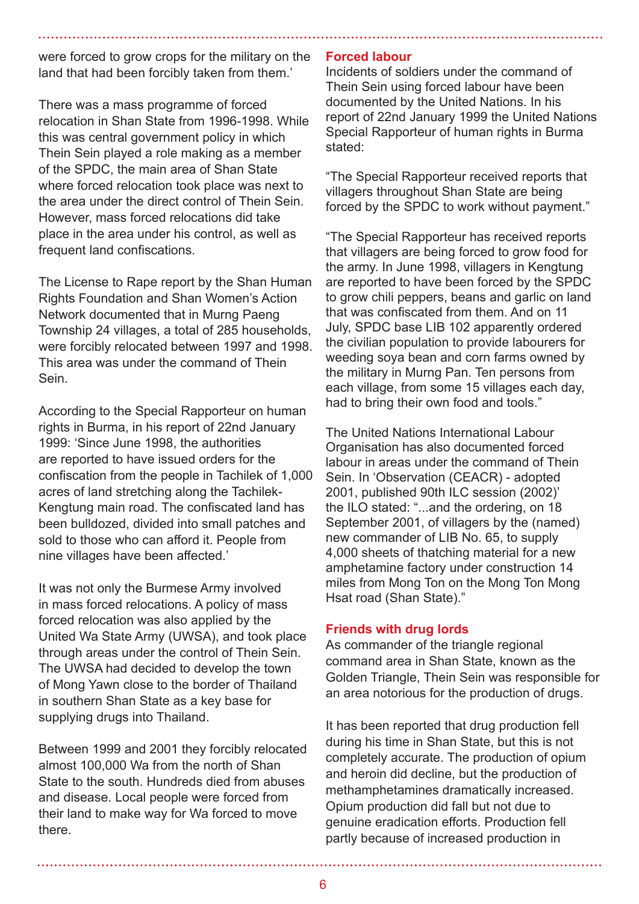were forced to grow crops for the military on the land that had been forcibly taken from them.'

There was a mass programme of forced relocation in Shan State from 1996-1998. While this was central government policy in which Thein Sein played a role making as a member of the SPDC, the main area of Shan State where forced relocation took place was next to the area under the direct control of Thein Sein. However, mass forced relocations did take place in the area under his control, as well as frequent land confiscations.

The License to Rape report by the Shan Human Rights Foundation and Shan Women's Action Network documented that in Murng Paeng Township 24 villages, a total of 285 households, were forcibly relocated between 1997 and 1998. This area was under the command of Thein Sein.

According to the Special Rapporteur on human rights in Burma, in his report of 22nd January 1999: 'Since June 1998, the authorities are reported to have issued orders for the confiscation from the people in Tachilek of 1,000 acres of land stretching along the Tachilek-Kengtung main road. The confiscated land has been bulldozed, divided into small patches and sold to those who can afford it. People from nine villages have been affected.'

It was not only the Burmese Army involved in mass forced relocations. A policy of mass forced relocation was also applied by the United Wa State Army (UWSA), and took place through areas under the control of Thein Sein. The UWSA had decided to develop the town of Mong Yawn close to the border of Thailand in southern Shan State as a key base for supplying drugs into Thailand.

Between 1999 and 2001 they forcibly relocated almost 100,000 Wa from the north of Shan State to the south. Hundreds died from abuses and disease. Local people were forced from their land to make way for Wa forced to move there.

## Forced labour

Incidents of soldiers under the command of Thein Sein using forced labour have been documented by the United Nations. In his report of 22nd January 1999 the United Nations Special Rapporteur of human rights in Burma stated:

"The Special Rapporteur received reports that villagers throughout Shan State are being forced by the SPDC to work without payment."

"The Special Rapporteur has received reports that villagers are being forced to grow food for the army. In June 1998, villagers in Kengtung are reported to have been forced by the SPDC to grow chili peppers, beans and garlic on land that was confiscated from them. And on 11 July, SPDC base LIB 102 apparently ordered the civilian population to provide labourers for weeding soya bean and corn farms owned by the military in Murng Pan. Ten persons from each village, from some 15 villages each day, had to bring their own food and tools."

The United Nations International Labour Organisation has also documented forced labour in areas under the command of Thein Sein. In 'Observation (CEACR) - adopted 2001, published 90th ILC session (2002)' the ILO stated: "...and the ordering, on 18 September 2001, of villagers by the (named) new commander of LIB No. 65, to supply 4,000 sheets of thatching material for a new amphetamine factory under construction 14 miles from Mong Ton on the Mong Ton Mong Hsat road (Shan State)."

## Friends with drug lords

As commander of the triangle regional command area in Shan State, known as the Golden Triangle, Thein Sein was responsible for an area notorious for the production of drugs.

It has been reported that drug production fell during his time in Shan State, but this is not completely accurate. The production of opium and heroin did decline, but the production of methamphetamines dramatically increased. Opium production did fall but not due to genuine eradication efforts. Production fell partly because of increased production in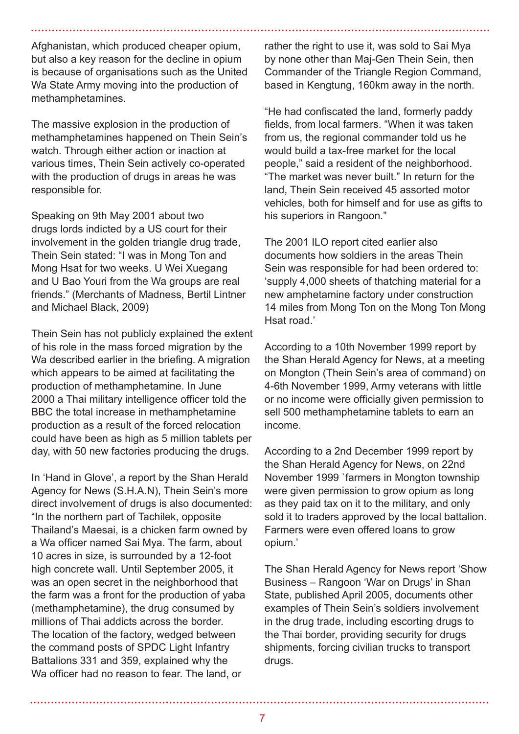Afghanistan, which produced cheaper opium, but also a key reason for the decline in opium is because of organisations such as the United Wa State Army moving into the production of methamphetamines.

The massive explosion in the production of methamphetamines happened on Thein Sein's watch. Through either action or inaction at various times, Thein Sein actively co-operated with the production of drugs in areas he was responsible for.

Speaking on 9th May 2001 about two drugs lords indicted by a US court for their involvement in the golden triangle drug trade, Thein Sein stated: "I was in Mong Ton and Mong Hsat for two weeks. U Wei Xuegang and U Bao Youri from the Wa groups are real friends." (Merchants of Madness, Bertil Lintner and Michael Black, 2009)

Thein Sein has not publicly explained the extent of his role in the mass forced migration by the Wa described earlier in the briefing. A migration which appears to be aimed at facilitating the production of methamphetamine. In June 2000 a Thai military intelligence officer told the BBC the total increase in methamphetamine production as a result of the forced relocation could have been as high as 5 million tablets per day, with 50 new factories producing the drugs.

In 'Hand in Glove', a report by the Shan Herald Agency for News (S.H.A.N), Thein Sein's more direct involvement of drugs is also documented: "In the northern part of Tachilek, opposite Thailand's Maesai, is a chicken farm owned by a Wa officer named Sai Mya. The farm, about 10 acres in size, is surrounded by a 12-foot high concrete wall. Until September 2005, it was an open secret in the neighborhood that the farm was a front for the production of yaba (methamphetamine), the drug consumed by millions of Thai addicts across the border. The location of the factory, wedged between the command posts of SPDC Light Infantry Battalions 331 and 359, explained why the Wa officer had no reason to fear. The land, or rather the right to use it, was sold to Sai Mya by none other than Maj-Gen Thein Sein, then Commander of the Triangle Region Command, based in Kengtung, 160km away in the north.

"He had confiscated the land, formerly paddy fields, from local farmers. "When it was taken from us, the regional commander told us he would build a tax-free market for the local people," said a resident of the neighborhood. "The market was never built." In return for the land, Thein Sein received 45 assorted motor vehicles, both for himself and for use as gifts to his superiors in Rangoon."

The 2001 ILO report cited earlier also documents how soldiers in the areas Thein Sein was responsible for had been ordered to: 'supply 4,000 sheets of thatching material for a new amphetamine factory under construction 14 miles from Mong Ton on the Mong Ton Mong Hsat road.'

According to a 10th November 1999 report by the Shan Herald Agency for News, at a meeting on Mongton (Thein Sein's area of command) on 4-6th November 1999, Army veterans with little or no income were officially given permission to sell 500 methamphetamine tablets to earn an income.

According to a 2nd December 1999 report by the Shan Herald Agency for News, on 22nd November 1999 `farmers in Mongton township were given permission to grow opium as long as they paid tax on it to the military, and only sold it to traders approved by the local battalion. Farmers were even offered loans to grow opium.'

The Shan Herald Agency for News report 'Show Business – Rangoon 'War on Drugs' in Shan State, published April 2005, documents other examples of Thein Sein's soldiers involvement in the drug trade, including escorting drugs to the Thai border, providing security for drugs shipments, forcing civilian trucks to transport drugs.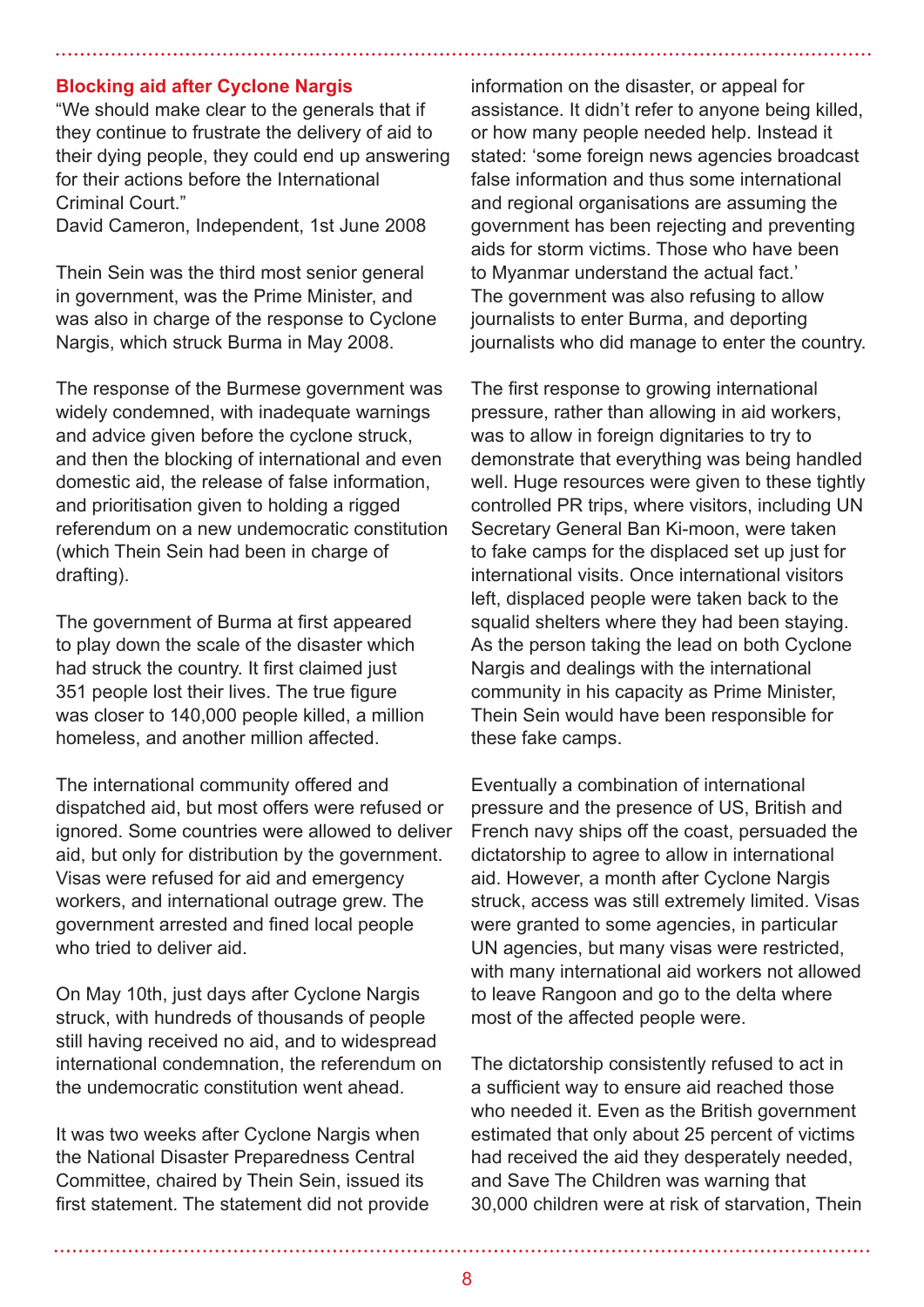## Blocking aid after Cyclone Nargis

"We should make clear to the generals that if they continue to frustrate the delivery of aid to their dying people, they could end up answering for their actions before the International Criminal Court."
David Cameron, Independent, 1st June 2008

Thein Sein was the third most senior general in government, was the Prime Minister, and was also in charge of the response to Cyclone Nargis, which struck Burma in May 2008.

The response of the Burmese government was widely condemned, with inadequate warnings and advice given before the cyclone struck, and then the blocking of international and even domestic aid, the release of false information, and prioritisation given to holding a rigged referendum on a new undemocratic constitution (which Thein Sein had been in charge of drafting).

The government of Burma at first appeared to play down the scale of the disaster which had struck the country. It first claimed just 351 people lost their lives. The true figure was closer to 140,000 people killed, a million homeless, and another million affected.

The international community offered and dispatched aid, but most offers were refused or ignored. Some countries were allowed to deliver aid, but only for distribution by the government. Visas were refused for aid and emergency workers, and international outrage grew. The government arrested and fined local people who tried to deliver aid.

On May 10th, just days after Cyclone Nargis struck, with hundreds of thousands of people still having received no aid, and to widespread international condemnation, the referendum on the undemocratic constitution went ahead.

It was two weeks after Cyclone Nargis when the National Disaster Preparedness Central Committee, chaired by Thein Sein, issued its first statement. The statement did not provide information on the disaster, or appeal for assistance. It didn't refer to anyone being killed, or how many people needed help. Instead it stated: 'some foreign news agencies broadcast false information and thus some international and regional organisations are assuming the government has been rejecting and preventing aids for storm victims. Those who have been to Myanmar understand the actual fact.'
The government was also refusing to allow journalists to enter Burma, and deporting journalists who did manage to enter the country.

The first response to growing international pressure, rather than allowing in aid workers, was to allow in foreign dignitaries to try to demonstrate that everything was being handled well. Huge resources were given to these tightly controlled PR trips, where visitors, including UN Secretary General Ban Ki-moon, were taken to fake camps for the displaced set up just for international visits. Once international visitors left, displaced people were taken back to the squalid shelters where they had been staying. As the person taking the lead on both Cyclone Nargis and dealings with the international community in his capacity as Prime Minister, Thein Sein would have been responsible for these fake camps.

Eventually a combination of international pressure and the presence of US, British and French navy ships off the coast, persuaded the dictatorship to agree to allow in international aid. However, a month after Cyclone Nargis struck, access was still extremely limited. Visas were granted to some agencies, in particular UN agencies, but many visas were restricted, with many international aid workers not allowed to leave Rangoon and go to the delta where most of the affected people were.

The dictatorship consistently refused to act in a sufficient way to ensure aid reached those who needed it. Even as the British government estimated that only about 25 percent of victims had received the aid they desperately needed, and Save The Children was warning that 30,000 children were at risk of starvation, Thein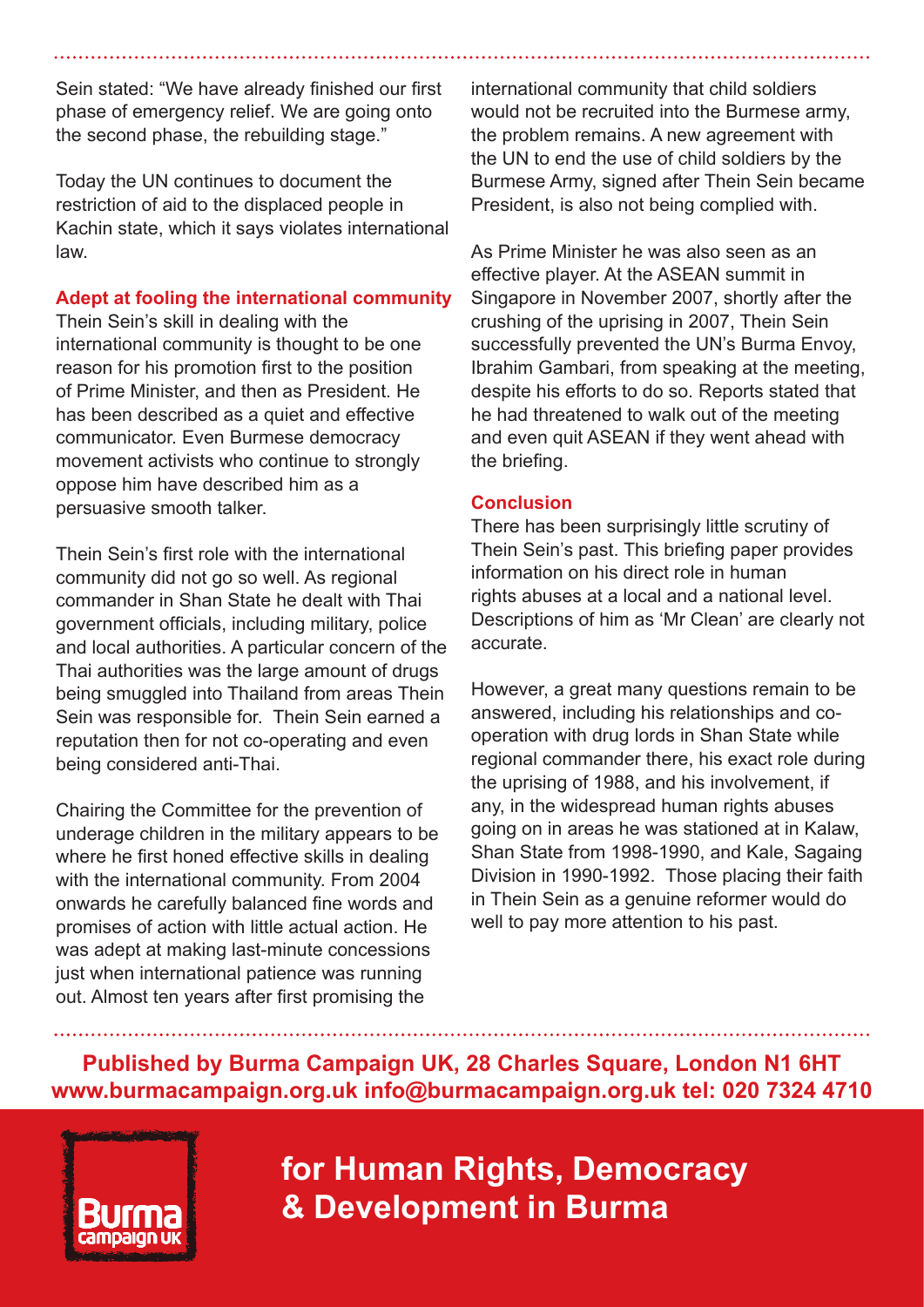Sein stated: "We have already finished our first phase of emergency relief. We are going onto the second phase, the rebuilding stage."

Today the UN continues to document the restriction of aid to the displaced people in Kachin state, which it says violates international law.

### Adept at fooling the international community

Thein Sein's skill in dealing with the international community is thought to be one reason for his promotion first to the position of Prime Minister, and then as President. He has been described as a quiet and effective communicator. Even Burmese democracy movement activists who continue to strongly oppose him have described him as a persuasive smooth talker.

Thein Sein's first role with the international community did not go so well. As regional commander in Shan State he dealt with Thai government officials, including military, police and local authorities. A particular concern of the Thai authorities was the large amount of drugs being smuggled into Thailand from areas Thein Sein was responsible for. Thein Sein earned a reputation then for not co-operating and even being considered anti-Thai.

Chairing the Committee for the prevention of underage children in the military appears to be where he first honed effective skills in dealing with the international community. From 2004 onwards he carefully balanced fine words and promises of action with little actual action. He was adept at making last-minute concessions just when international patience was running out. Almost ten years after first promising the international community that child soldiers would not be recruited into the Burmese army, the problem remains. A new agreement with the UN to end the use of child soldiers by the Burmese Army, signed after Thein Sein became President, is also not being complied with.

As Prime Minister he was also seen as an effective player. At the ASEAN summit in Singapore in November 2007, shortly after the crushing of the uprising in 2007, Thein Sein successfully prevented the UN's Burma Envoy, Ibrahim Gambari, from speaking at the meeting, despite his efforts to do so. Reports stated that he had threatened to walk out of the meeting and even quit ASEAN if they went ahead with the briefing.

### Conclusion

There has been surprisingly little scrutiny of Thein Sein's past. This briefing paper provides information on his direct role in human rights abuses at a local and a national level. Descriptions of him as 'Mr Clean' are clearly not accurate.

However, a great many questions remain to be answered, including his relationships and co-operation with drug lords in Shan State while regional commander there, his exact role during the uprising of 1988, and his involvement, if any, in the widespread human rights abuses going on in areas he was stationed at in Kalaw, Shan State from 1998-1990, and Kale, Sagaing Division in 1990-1992. Those placing their faith in Thein Sein as a genuine reformer would do well to pay more attention to his past.

**Published by Burma Campaign UK, 28 Charles Square, London N1 6HT**
**www.burmacampaign.org.uk info@burmacampaign.org.uk tel: 020 7324 4710**

Burma campaign UK

**for Human Rights, Democracy & Development in Burma**